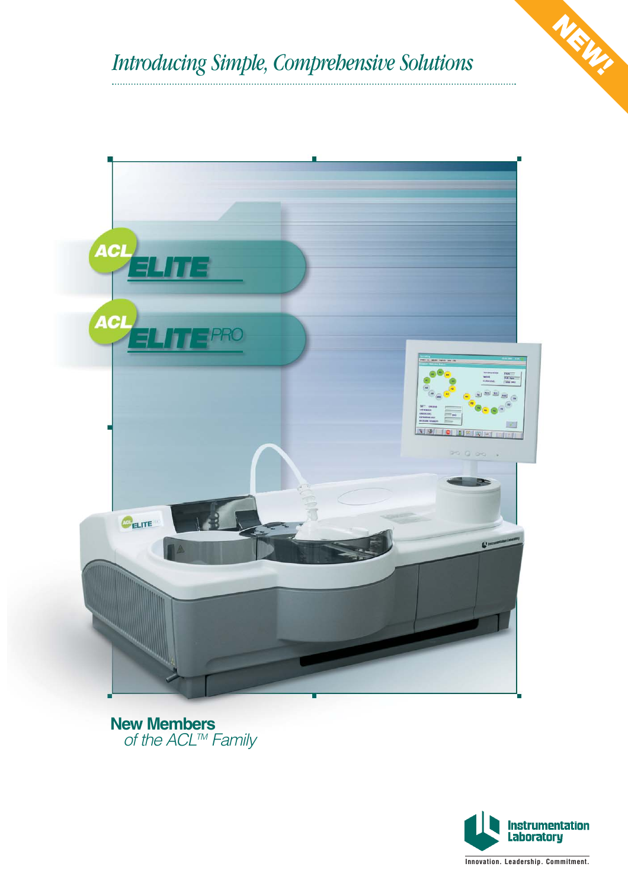*Introducing Simple, Comprehensive Solutions*

NEW!

ACL ELITE

ACL ELITE PRO

**New Members**
*of the ACL™ Family*

Instrumentation Laboratory

Innovation. Leadership. Commitment.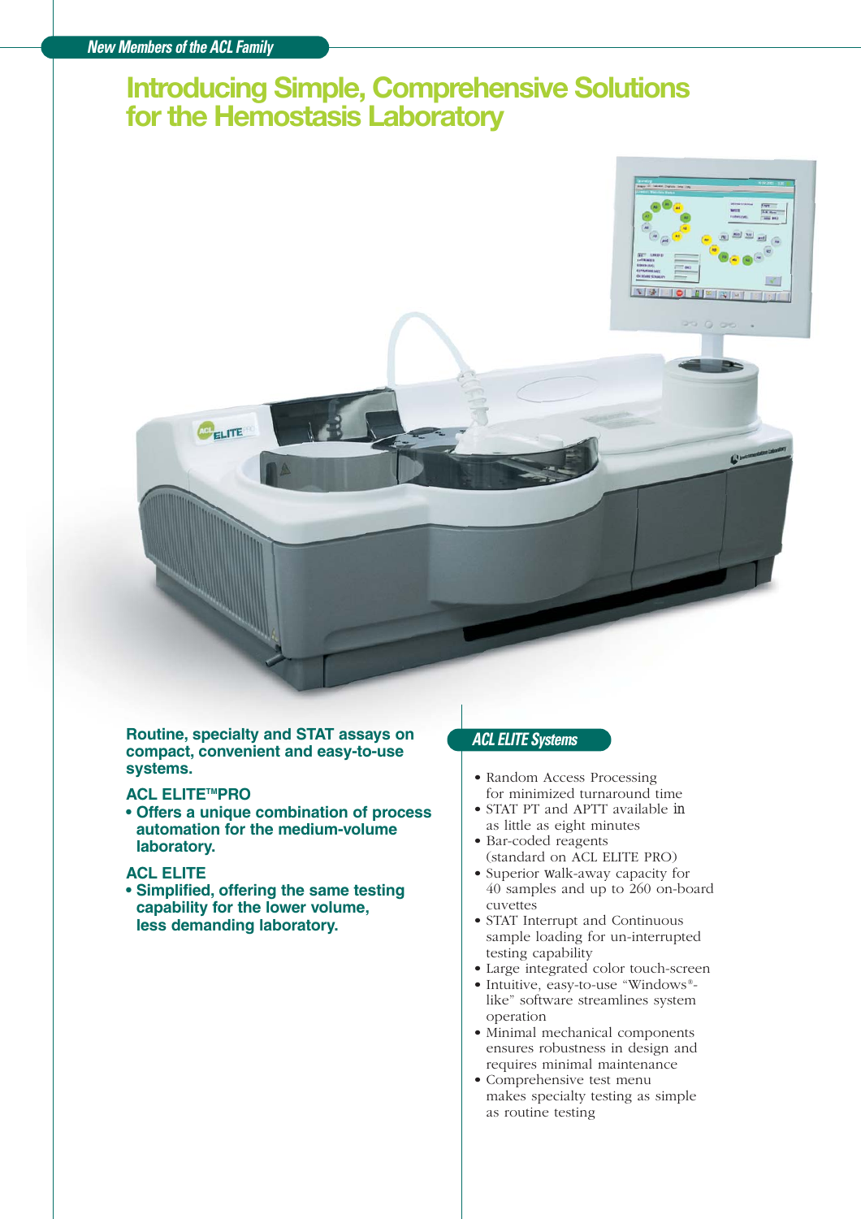*New Members of the ACL Family*

# Introducing Simple, Comprehensive Solutions for the Hemostasis Laboratory

**Routine, specialty and STAT assays on compact, convenient and easy-to-use systems.**

### ACL ELITE™PRO

- **Offers a unique combination of process automation for the medium-volume laboratory.**

### ACL ELITE

- **Simplified, offering the same testing capability for the lower volume, less demanding laboratory.**

## *ACL ELITE Systems*

- Random Access Processing for minimized turnaround time
- STAT PT and APTT available in as little as eight minutes
- Bar-coded reagents (standard on ACL ELITE PRO)
- Superior walk-away capacity for 40 samples and up to 260 on-board cuvettes
- STAT Interrupt and Continuous sample loading for un-interrupted testing capability
- Large integrated color touch-screen
- Intuitive, easy-to-use "Windows®-like" software streamlines system operation
- Minimal mechanical components ensures robustness in design and requires minimal maintenance
- Comprehensive test menu makes specialty testing as simple as routine testing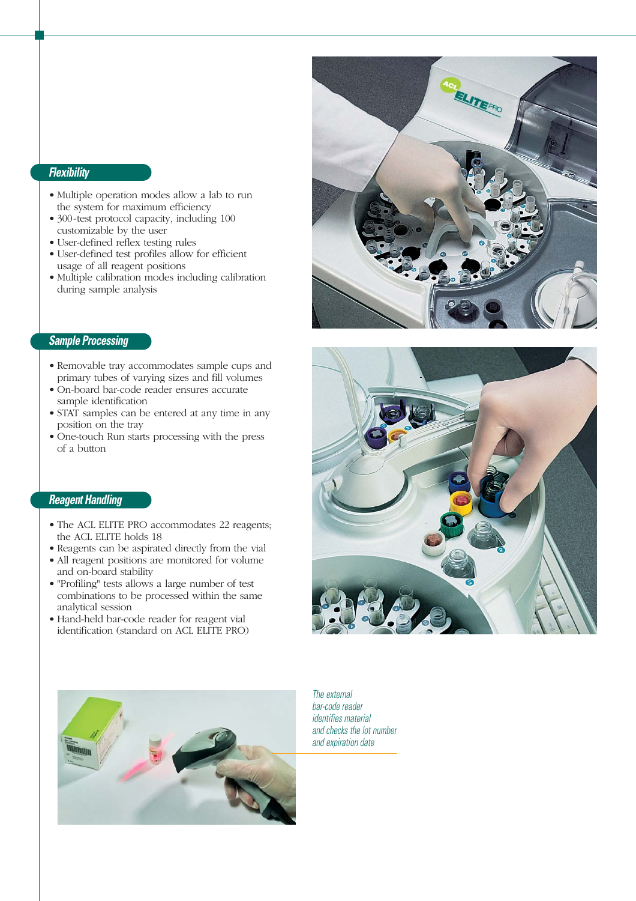## Flexibility

- Multiple operation modes allow a lab to run the system for maximum efficiency
- 300-test protocol capacity, including 100 customizable by the user
- User-defined reflex testing rules
- User-defined test profiles allow for efficient usage of all reagent positions
- Multiple calibration modes including calibration during sample analysis

## Sample Processing

- Removable tray accommodates sample cups and primary tubes of varying sizes and fill volumes
- On-board bar-code reader ensures accurate sample identification
- STAT samples can be entered at any time in any position on the tray
- One-touch Run starts processing with the press of a button

## Reagent Handling

- The ACL ELITE PRO accommodates 22 reagents; the ACL ELITE holds 18
- Reagents can be aspirated directly from the vial
- All reagent positions are monitored for volume and on-board stability
- "Profiling" tests allows a large number of test combinations to be processed within the same analytical session
- Hand-held bar-code reader for reagent vial identification (standard on ACL ELITE PRO)

*The external bar-code reader identifies material and checks the lot number and expiration date*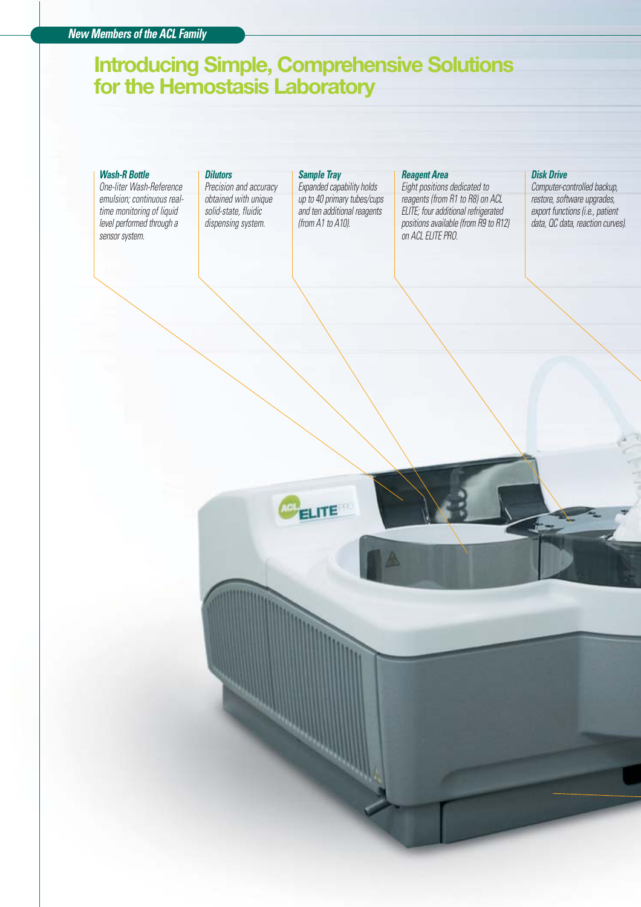*New Members of the ACL Family*

# Introducing Simple, Comprehensive Solutions for the Hemostasis Laboratory

***Wash-R Bottle***
*One-liter Wash-Reference emulsion; continuous real-time monitoring of liquid level performed through a sensor system.*

***Dilutors***
*Precision and accuracy obtained with unique solid-state, fluidic dispensing system.*

***Sample Tray***
*Expanded capability holds up to 40 primary tubes/cups and ten additional reagents (from A1 to A10).*

***Reagent Area***
*Eight positions dedicated to reagents (from R1 to R8) on ACL ELITE; four additional refrigerated positions available (from R9 to R12) on ACL ELITE PRO.*

***Disk Drive***
*Computer-controlled backup, restore, software upgrades, export functions (i.e., patient data, QC data, reaction curves).*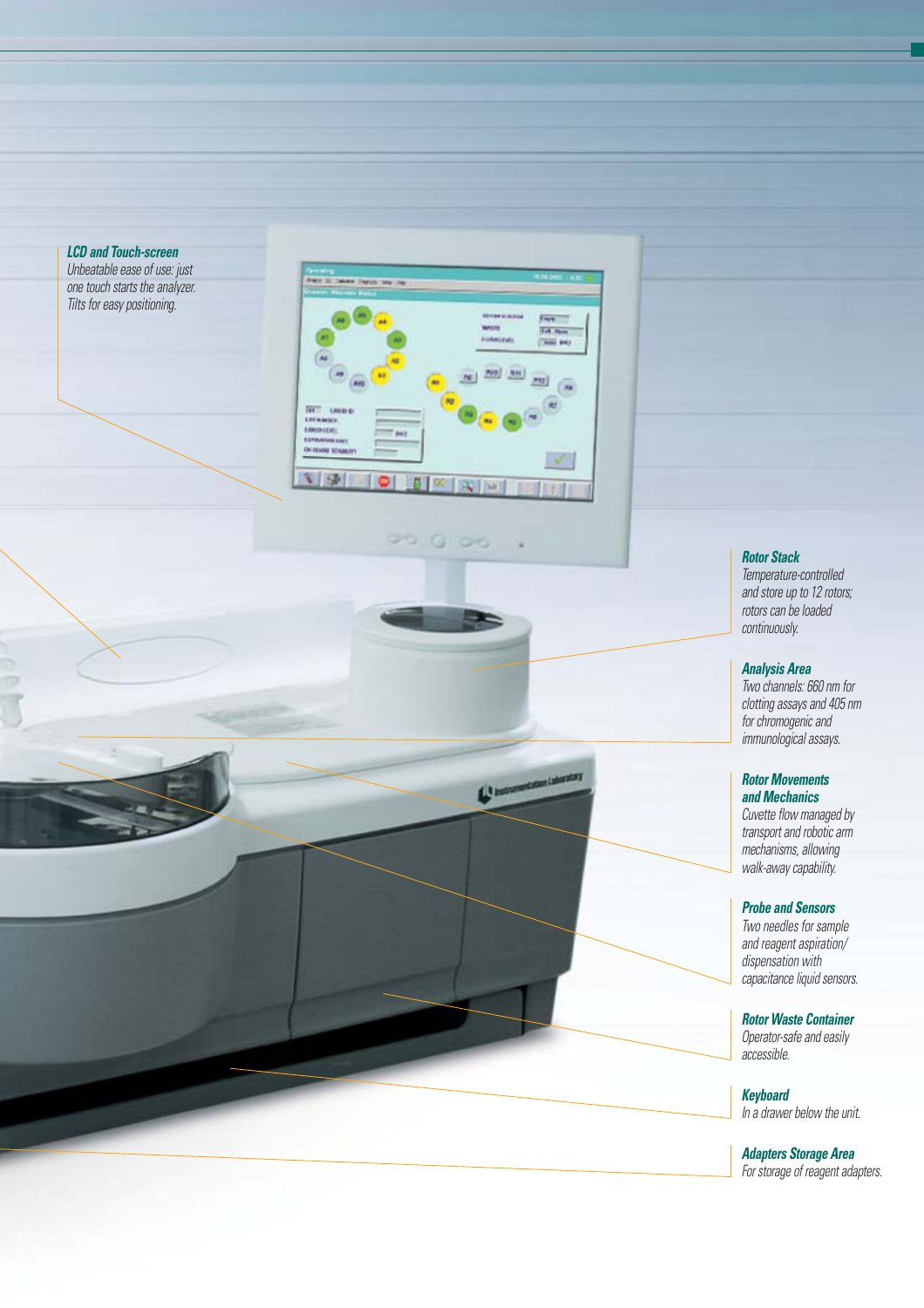### LCD and Touch-screen

*Unbeatable ease of use: just one touch starts the analyzer. Tilts for easy positioning.*

### Rotor Stack

*Temperature-controlled and store up to 12 rotors; rotors can be loaded continuously.*

### Analysis Area

*Two channels: 660 nm for clotting assays and 405 nm for chromogenic and immunological assays.*

### Rotor Movements and Mechanics

*Cuvette flow managed by transport and robotic arm mechanisms, allowing walk-away capability.*

### Probe and Sensors

*Two needles for sample and reagent aspiration/ dispensation with capacitance liquid sensors.*

### Rotor Waste Container

*Operator-safe and easily accessible.*

### Keyboard

*In a drawer below the unit.*

### Adapters Storage Area

*For storage of reagent adapters.*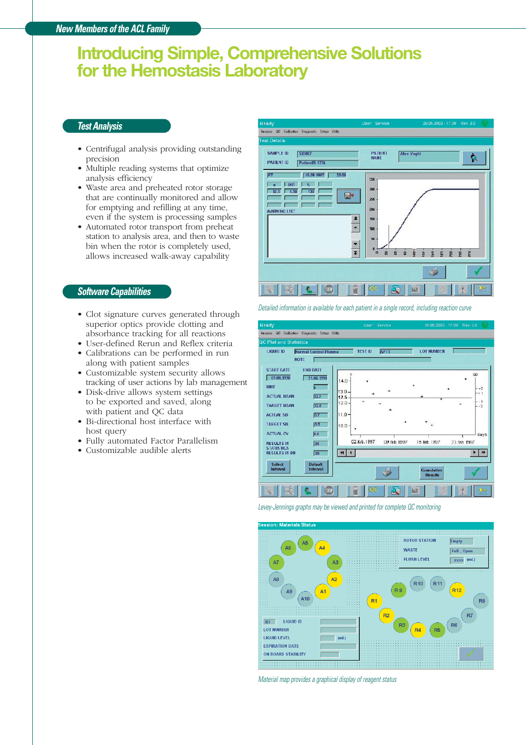## New Members of the ACL Family

# Introducing Simple, Comprehensive Solutions for the Hemostasis Laboratory

### Test Analysis

- Centrifugal analysis providing outstanding precision
- Multiple reading systems that optimize analysis efficiency
- Waste area and preheated rotor storage that are continually monitored and allow for emptying and refilling at any time, even if the system is processing samples
- Automated rotor transport from preheat station to analysis area, and then to waste bin when the rotor is completely used, allows increased walk-away capability

### Software Capabilities

- Clot signature curves generated through superior optics provide clotting and absorbance tracking for all reactions
- User-defined Rerun and Reflex criteria
- Calibrations can be performed in run along with patient samples
- Customizable system security allows tracking of user actions by lab management
- Disk-drive allows system settings to be exported and saved, along with patient and QC data
- Bi-directional host interface with host query
- Fully automated Factor Parallelism
- Customizable audible alerts

*Detailed information is available for each patient in a single record, including reaction curve*

*Levey-Jennings graphs may be viewed and printed for complete QC monitoring*

*Material map provides a graphical display of reagent status*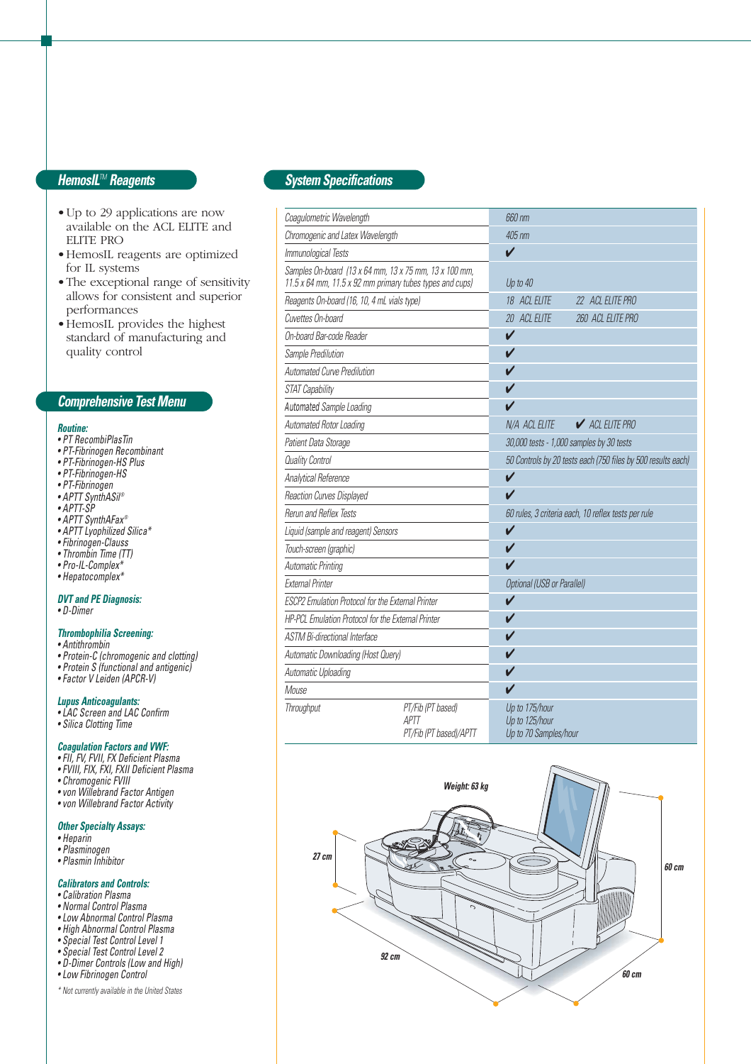## HemosIL™ Reagents

- Up to 29 applications are now available on the ACL ELITE and ELITE PRO
- HemosIL reagents are optimized for IL systems
- The exceptional range of sensitivity allows for consistent and superior performances
- HemosIL provides the highest standard of manufacturing and quality control

## Comprehensive Test Menu

**Routine:**

- PT RecombiPlasTin
- PT-Fibrinogen Recombinant
- PT-Fibrinogen-HS Plus
- PT-Fibrinogen-HS
- PT-Fibrinogen
- APTT SynthASil®
- APTT-SP
- APTT SynthAFax®
- APTT Lyophilized Silica*
- Fibrinogen-Clauss
- Thrombin Time (TT)
- Pro-IL-Complex*
- Hepatocomplex*

**DVT and PE Diagnosis:**

- D-Dimer

**Thrombophilia Screening:**

- Antithrombin
- Protein-C (chromogenic and clotting)
- Protein S (functional and antigenic)
- Factor V Leiden (APCR-V)

**Lupus Anticoagulants:**

- LAC Screen and LAC Confirm
- Silica Clotting Time

**Coagulation Factors and VWF:**

- FII, FV, FVII, FX Deficient Plasma
- FVIII, FIX, FXI, FXII Deficient Plasma
- Chromogenic FVIII
- von Willebrand Factor Antigen
- von Willebrand Factor Activity

**Other Specialty Assays:**

- Heparin
- Plasminogen
- Plasmin Inhibitor

**Calibrators and Controls:**

- Calibration Plasma
- Normal Control Plasma
- Low Abnormal Control Plasma
- High Abnormal Control Plasma
- Special Test Control Level 1
- Special Test Control Level 2
- D-Dimer Controls (Low and High)
- Low Fibrinogen Control

\* Not currently available in the United States

## System Specifications

| | | |
|---|---|---|
| Coagulometric Wavelength | | 660 nm |
| Chromogenic and Latex Wavelength | | 405 nm |
| Immunological Tests | | ✔ |
| Samples On-board (13 x 64 mm, 13 x 75 mm, 13 x 100 mm, 11.5 x 64 mm, 11.5 x 92 mm primary tubes types and cups) | | Up to 40 |
| Reagents On-board (16, 10, 4 mL vials type) | | 18 ACL ELITE 22 ACL ELITE PRO |
| Cuvettes On-board | | 20 ACL ELITE 260 ACL ELITE PRO |
| On-board Bar-code Reader | | ✔ |
| Sample Predilution | | ✔ |
| Automated Curve Predilution | | ✔ |
| STAT Capability | | ✔ |
| Automated Sample Loading | | ✔ |
| Automated Rotor Loading | | N/A ACL ELITE ✔ ACL ELITE PRO |
| Patient Data Storage | | 30,000 tests - 1,000 samples by 30 tests |
| Quality Control | | 50 Controls by 20 tests each (750 files by 500 results each) |
| Analytical Reference | | ✔ |
| Reaction Curves Displayed | | ✔ |
| Rerun and Reflex Tests | | 60 rules, 3 criteria each, 10 reflex tests per rule |
| Liquid (sample and reagent) Sensors | | ✔ |
| Touch-screen (graphic) | | ✔ |
| Automatic Printing | | ✔ |
| External Printer | | Optional (USB or Parallel) |
| ESCP2 Emulation Protocol for the External Printer | | ✔ |
| HP-PCL Emulation Protocol for the External Printer | | ✔ |
| ASTM Bi-directional Interface | | ✔ |
| Automatic Downloading (Host Query) | | ✔ |
| Automatic Uploading | | ✔ |
| Mouse | | ✔ |
| Throughput | PT/Fib (PT based) | Up to 175/hour |
| | APTT | Up to 125/hour |
| | PT/Fib (PT based)/APTT | Up to 70 Samples/hour |

Weight: 63 kg

27 cm

60 cm

92 cm

60 cm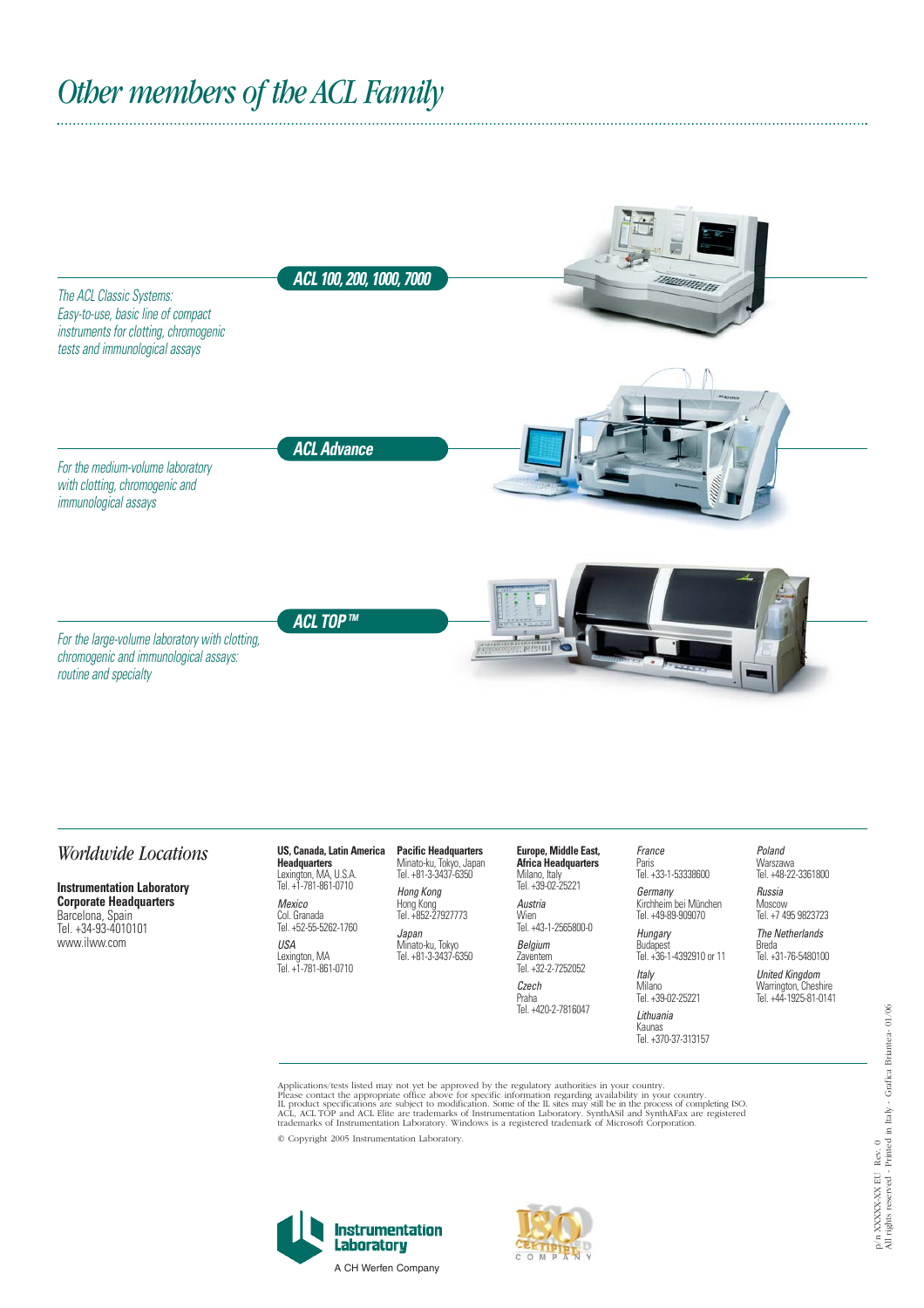# Other members of the ACL Family

## ACL 100, 200, 1000, 7000

*The ACL Classic Systems: Easy-to-use, basic line of compact instruments for clotting, chromogenic tests and immunological assays*

## ACL Advance

*For the medium-volume laboratory with clotting, chromogenic and immunological assays*

## ACL TOP™

*For the large-volume laboratory with clotting, chromogenic and immunological assays: routine and specialty*

## Worldwide Locations

**Instrumentation Laboratory Corporate Headquarters**
Barcelona, Spain
Tel. +34-93-4010101
www.ilww.com

**US, Canada, Latin America Headquarters**
Lexington, MA, U.S.A.
Tel. +1-781-861-0710

*Mexico*
Col. Granada
Tel. +52-55-5262-1760

*USA*
Lexington, MA
Tel. +1-781-861-0710

**Pacific Headquarters**
Minato-ku, Tokyo, Japan
Tel. +81-3-3437-6350

*Hong Kong*
Hong Kong
Tel. +852-27927773

*Japan*
Minato-ku, Tokyo
Tel. +81-3-3437-6350

**Europe, Middle East, Africa Headquarters**
Milano, Italy
Tel. +39-02-25221

*Austria*
Wien
Tel. +43-1-2565800-0

*Belgium*
Zaventem
Tel. +32-2-7252052

*Czech*
Praha
Tel. +420-2-7816047

*France*
Paris
Tel. +33-1-53338600

*Germany*
Kirchheim bei München
Tel. +49-89-909070

*Hungary*
Budapest
Tel. +36-1-4392910 or 11

*Italy*
Milano
Tel. +39-02-25221

*Lithuania*
Kaunas
Tel. +370-37-313157

*Poland*
Warszawa
Tel. +48-22-3361800

*Russia*
Moscow
Tel. +7 495 9823723

*The Netherlands*
Breda
Tel. +31-76-5480100

*United Kingdom*
Warrington, Cheshire
Tel. +44-1925-81-0141

Applications/tests listed may not yet be approved by the regulatory authorities in your country.
Please contact the appropriate office above for specific information regarding availability in your country.
IL product specifications are subject to modification. Some of the IL sites may still be in the process of completing ISO.
ACL, ACL TOP and ACL Elite are trademarks of Instrumentation Laboratory. SynthASil and SynthAFax are registered trademarks of Instrumentation Laboratory. Windows is a registered trademark of Microsoft Corporation.

© Copyright 2005 Instrumentation Laboratory.

Instrumentation Laboratory
A CH Werfen Company

ISO CERTIFIED COMPANY

p/n XXXXX-XX EU Rev. 0
All rights reserved - Printed in Italy - Grafica Briantea- 01/06